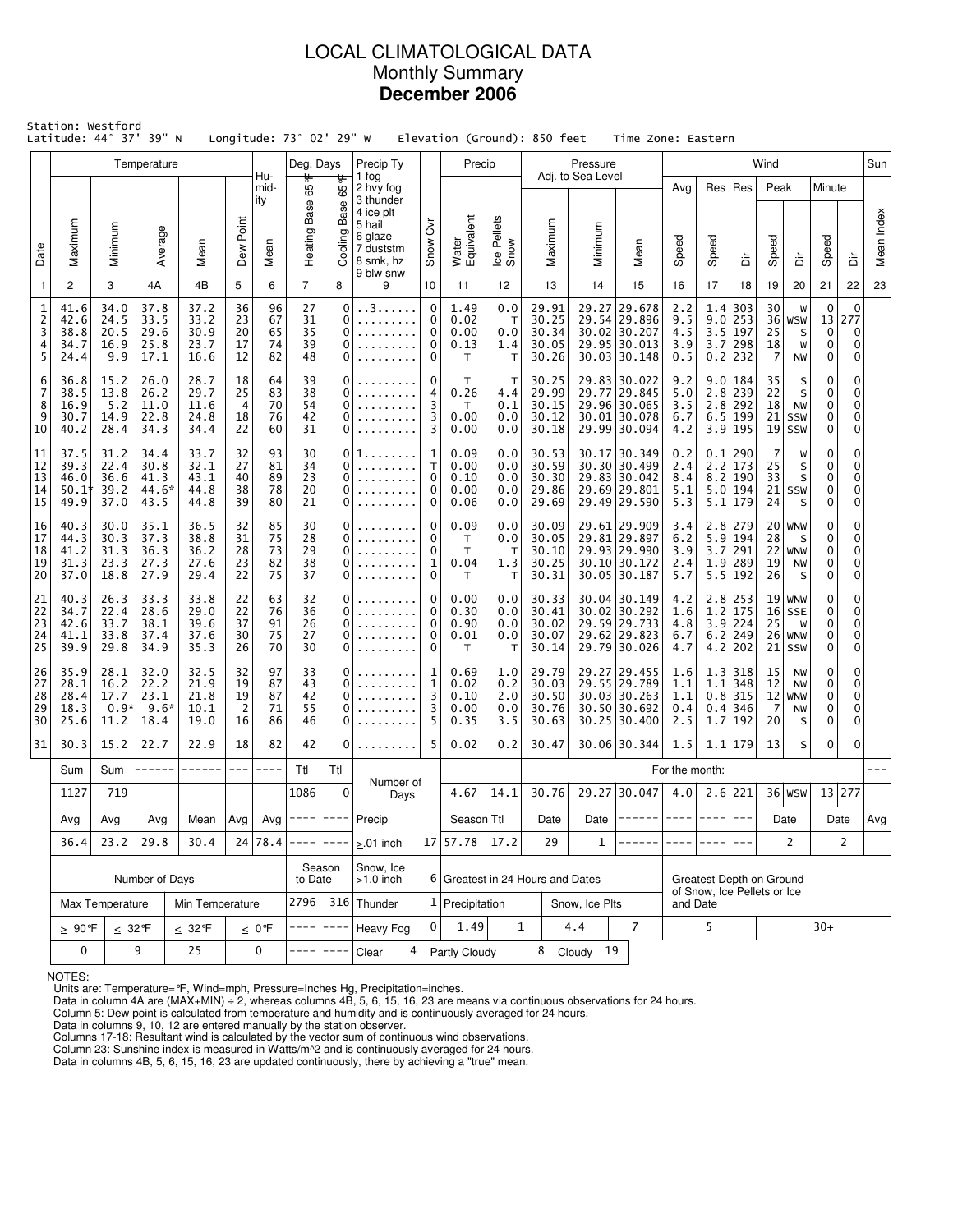# LOCAL CLIMATOLOGICAL DATA
## Monthly Summary
## December 2006

Station: Westford
Latitude: 44° 37' 39" N    Longitude: 73° 02' 29" W    Elevation (Ground): 850 feet    Time Zone: Eastern

| Date | Temperature Maximum | Temperature Minimum | Temperature Average | Temperature Mean | Dew Point | Humidity Mean | Deg. Days Heating Base 65°F | Deg. Days Cooling Base 65°F | Precip Ty (1 fog, 2 hvy fog, 3 thunder, 4 ice plt, 5 hail, 6 glaze, 7 duststm, 8 smk, hz, 9 blw snw) | Snow Cvr | Precip Water Equivalent | Precip Ice Pellets Snow | Pressure Adj. to Sea Level Maximum | Pressure Minimum | Pressure Mean | Wind Avg Speed | Wind Res Speed | Wind Res Dir | Wind Peak Speed | Wind Peak Dir | Wind Minute Speed | Wind Minute Dir | Sun Mean Index |
|---|---|---|---|---|---|---|---|---|---|---|---|---|---|---|---|---|---|---|---|---|---|---|---|
| 1 | 2 | 3 | 4A | 4B | 5 | 6 | 7 | 8 | 9 | 10 | 11 | 12 | 13 | 14 | 15 | 16 | 17 | 18 | 19 | 20 | 21 | 22 | 23 |
| 1 | 41.6 | 34.0 | 37.8 | 37.2 | 36 | 96 | 27 | 0 | ..3...... | 0 | 1.49 | 0.0 | 29.91 | 29.27 | 29.678 | 2.2 | 1.4 | 303 | 30 | W | 0 | 0 | |
| 2 | 42.6 | 24.5 | 33.5 | 33.2 | 23 | 67 | 31 | 0 | ......... | 0 | 0.02 | T | 30.25 | 29.54 | 29.896 | 9.5 | 9.0 | 253 | 36 | WSW | 13 | 277 | |
| 3 | 38.8 | 20.5 | 29.6 | 30.9 | 20 | 65 | 35 | 0 | ......... | 0 | 0.00 | 0.0 | 30.34 | 30.02 | 30.207 | 4.5 | 3.5 | 197 | 25 | S | 0 | 0 | |
| 4 | 34.7 | 16.9 | 25.8 | 23.7 | 17 | 74 | 39 | 0 | ......... | 0 | 0.13 | 1.4 | 30.05 | 29.95 | 30.013 | 3.9 | 3.7 | 298 | 18 | W | 0 | 0 | |
| 5 | 24.4 | 9.9 | 17.1 | 16.6 | 12 | 82 | 48 | 0 | ......... | 0 | T | T | 30.26 | 30.03 | 30.148 | 0.5 | 0.2 | 232 | 7 | NW | 0 | 0 | |
| 6 | 36.8 | 15.2 | 26.0 | 28.7 | 18 | 64 | 39 | 0 | ......... | 0 | T | T | 30.25 | 29.83 | 30.022 | 9.2 | 9.0 | 184 | 35 | S | 0 | 0 | |
| 7 | 38.5 | 13.8 | 26.2 | 29.7 | 25 | 83 | 38 | 0 | ......... | 4 | 0.26 | 4.4 | 29.99 | 29.77 | 29.845 | 5.0 | 2.8 | 239 | 22 | S | 0 | 0 | |
| 8 | 16.9 | 5.2 | 11.0 | 11.6 | 4 | 70 | 54 | 0 | ......... | 3 | T | 0.1 | 30.15 | 29.96 | 30.065 | 3.5 | 2.8 | 292 | 18 | NW | 0 | 0 | |
| 9 | 30.7 | 14.9 | 22.8 | 24.8 | 18 | 76 | 42 | 0 | ......... | 3 | 0.00 | 0.0 | 30.12 | 30.01 | 30.078 | 6.7 | 6.5 | 199 | 21 | SSW | 0 | 0 | |
| 10 | 40.2 | 28.4 | 34.3 | 34.4 | 22 | 60 | 31 | 0 | ......... | 3 | 0.00 | 0.0 | 30.18 | 29.99 | 30.094 | 4.2 | 3.9 | 195 | 19 | SSW | 0 | 0 | |
| 11 | 37.5 | 31.2 | 34.4 | 33.7 | 32 | 93 | 30 | 0 | 1........ | 1 | 0.09 | 0.0 | 30.53 | 30.17 | 30.349 | 0.2 | 0.1 | 290 | 7 | W | 0 | 0 | |
| 12 | 39.3 | 22.4 | 30.8 | 32.1 | 27 | 81 | 34 | 0 | ......... | T | 0.00 | 0.0 | 30.59 | 30.30 | 30.499 | 2.4 | 2.2 | 173 | 25 | S | 0 | 0 | |
| 13 | 46.0 | 36.6 | 41.3 | 43.1 | 40 | 89 | 23 | 0 | ......... | 0 | 0.10 | 0.0 | 30.30 | 29.83 | 30.042 | 8.4 | 8.2 | 190 | 33 | S | 0 | 0 | |
| 14 | 50.1* | 39.2 | 44.6* | 44.8 | 38 | 78 | 20 | 0 | ......... | 0 | 0.00 | 0.0 | 29.86 | 29.69 | 29.801 | 5.1 | 5.0 | 194 | 21 | SSW | 0 | 0 | |
| 15 | 49.9 | 37.0 | 43.5 | 44.8 | 39 | 80 | 21 | 0 | ......... | 0 | 0.06 | 0.0 | 29.69 | 29.49 | 29.590 | 5.3 | 5.1 | 179 | 24 | S | 0 | 0 | |
| 16 | 40.3 | 30.0 | 35.1 | 36.5 | 32 | 85 | 30 | 0 | ......... | 0 | 0.09 | 0.0 | 30.09 | 29.61 | 29.909 | 3.4 | 2.8 | 279 | 20 | WNW | 0 | 0 | |
| 17 | 44.3 | 30.3 | 37.3 | 38.8 | 31 | 75 | 28 | 0 | ......... | 0 | T | 0.0 | 30.05 | 29.81 | 29.897 | 6.2 | 5.9 | 194 | 28 | S | 0 | 0 | |
| 18 | 41.2 | 31.3 | 36.3 | 36.2 | 28 | 73 | 29 | 0 | ......... | 0 | T | T | 30.10 | 29.93 | 29.990 | 3.9 | 3.7 | 291 | 22 | WNW | 0 | 0 | |
| 19 | 31.3 | 23.3 | 27.3 | 27.6 | 23 | 82 | 38 | 0 | ......... | 1 | 0.04 | 1.3 | 30.25 | 30.10 | 30.172 | 2.4 | 1.9 | 289 | 19 | NW | 0 | 0 | |
| 20 | 37.0 | 18.8 | 27.9 | 29.4 | 22 | 75 | 37 | 0 | ......... | 0 | T | T | 30.31 | 30.05 | 30.187 | 5.7 | 5.5 | 192 | 26 | S | 0 | 0 | |
| 21 | 40.3 | 26.3 | 33.3 | 33.8 | 22 | 63 | 32 | 0 | ......... | 0 | 0.00 | 0.0 | 30.33 | 30.04 | 30.149 | 4.2 | 2.8 | 253 | 19 | WNW | 0 | 0 | |
| 22 | 34.7 | 22.4 | 28.6 | 29.0 | 22 | 76 | 36 | 0 | ......... | 0 | 0.30 | 0.0 | 30.41 | 30.02 | 30.292 | 1.6 | 1.2 | 175 | 16 | SSE | 0 | 0 | |
| 23 | 42.6 | 33.7 | 38.1 | 39.6 | 37 | 91 | 26 | 0 | ......... | 0 | 0.90 | 0.0 | 30.02 | 29.59 | 29.733 | 4.8 | 3.9 | 224 | 25 | W | 0 | 0 | |
| 24 | 41.1 | 33.8 | 37.4 | 37.6 | 30 | 75 | 27 | 0 | ......... | 0 | 0.01 | 0.0 | 30.07 | 29.62 | 29.823 | 6.7 | 6.2 | 249 | 26 | WNW | 0 | 0 | |
| 25 | 39.9 | 29.8 | 34.9 | 35.3 | 26 | 70 | 30 | 0 | ......... | 0 | T | T | 30.14 | 29.79 | 30.026 | 4.7 | 4.2 | 202 | 21 | SSW | 0 | 0 | |
| 26 | 35.9 | 28.1 | 32.0 | 32.5 | 32 | 97 | 33 | 0 | ......... | 1 | 0.69 | 1.0 | 29.79 | 29.27 | 29.455 | 1.6 | 1.3 | 318 | 15 | NW | 0 | 0 | |
| 27 | 28.1 | 16.2 | 22.2 | 21.9 | 19 | 87 | 43 | 0 | ......... | 1 | 0.02 | 0.2 | 30.03 | 29.55 | 29.789 | 1.1 | 1.1 | 348 | 12 | NW | 0 | 0 | |
| 28 | 28.4 | 17.7 | 23.1 | 21.8 | 19 | 87 | 42 | 0 | ......... | 3 | 0.10 | 2.0 | 30.50 | 30.03 | 30.263 | 1.1 | 0.8 | 315 | 12 | WNW | 0 | 0 | |
| 29 | 18.3 | 0.9* | 9.6* | 10.1 | 2 | 71 | 55 | 0 | ......... | 3 | 0.00 | 0.0 | 30.76 | 30.50 | 30.692 | 0.4 | 0.4 | 346 | 7 | NW | 0 | 0 | |
| 30 | 25.6 | 11.2 | 18.4 | 19.0 | 16 | 86 | 46 | 0 | ......... | 5 | 0.35 | 3.5 | 30.63 | 30.25 | 30.400 | 2.5 | 1.7 | 192 | 20 | S | 0 | 0 | |
| 31 | 30.3 | 15.2 | 22.7 | 22.9 | 18 | 82 | 42 | 0 | ......... | 5 | 0.02 | 0.2 | 30.47 | 30.06 | 30.344 | 1.5 | 1.1 | 179 | 13 | S | 0 | 0 | |
| | Sum | Sum | ------ | ------ | --- | ---- | Ttl | Ttl | Number of Days | | | | For the month: | | | | | | | | | | --- |
| | 1127 | 719 | | | | | 1086 | 0 | | | 4.67 | 14.1 | 30.76 | 29.27 | 30.047 | 4.0 | 2.6 | 221 | 36 | WSW | 13 | 277 | |
| | Avg | Avg | Avg | Mean | Avg | Avg | ---- | ---- | Precip | | Season Ttl | | Date | Date | ------ | ---- | ---- | --- | Date | | Date | | Avg |
| | 36.4 | 23.2 | 29.8 | 30.4 | 24 | 78.4 | ---- | ---- | ≥.01 inch | 17 | 57.78 | 17.2 | 29 | 1 | ------ | ---- | ---- | --- | 2 | | 2 | | |

| Number of Days | | | | Season to Date | | Snow, Ice ≥1.0 inch | 6 | Greatest in 24 Hours and Dates | | | | Greatest Depth on Ground of Snow, Ice Pellets or Ice and Date | |
|---|---|---|---|---|---|---|---|---|---|---|---|---|---|
| Max Temperature | | Min Temperature | | 2796 | 316 | Thunder | 1 | Precipitation | | Snow, Ice Plts | | | |
| ≥ 90°F | ≤ 32°F | ≤ 32°F | ≤ 0°F | ---- | ---- | Heavy Fog | 0 | 1.49 | 1 | 4.4 | 7 | 5 | 30+ |
| 0 | 9 | 25 | 0 | ---- | ---- | Clear 4 | | Partly Cloudy 8 | | Cloudy 19 | | | |

NOTES:
Units are: Temperature=°F, Wind=mph, Pressure=Inches Hg, Precipitation=inches.
Data in column 4A are (MAX+MIN) ÷ 2, whereas columns 4B, 5, 6, 15, 16, 23 are means via continuous observations for 24 hours.
Column 5: Dew point is calculated from temperature and humidity and is continuously averaged for 24 hours.
Data in columns 9, 10, 12 are entered manually by the station observer.
Columns 17-18: Resultant wind is calculated by the vector sum of continuous wind observations.
Column 23: Sunshine index is measured in Watts/m^2 and is continuously averaged for 24 hours.
Data in columns 4B, 5, 6, 15, 16, 23 are updated continuously, there by achieving a "true" mean.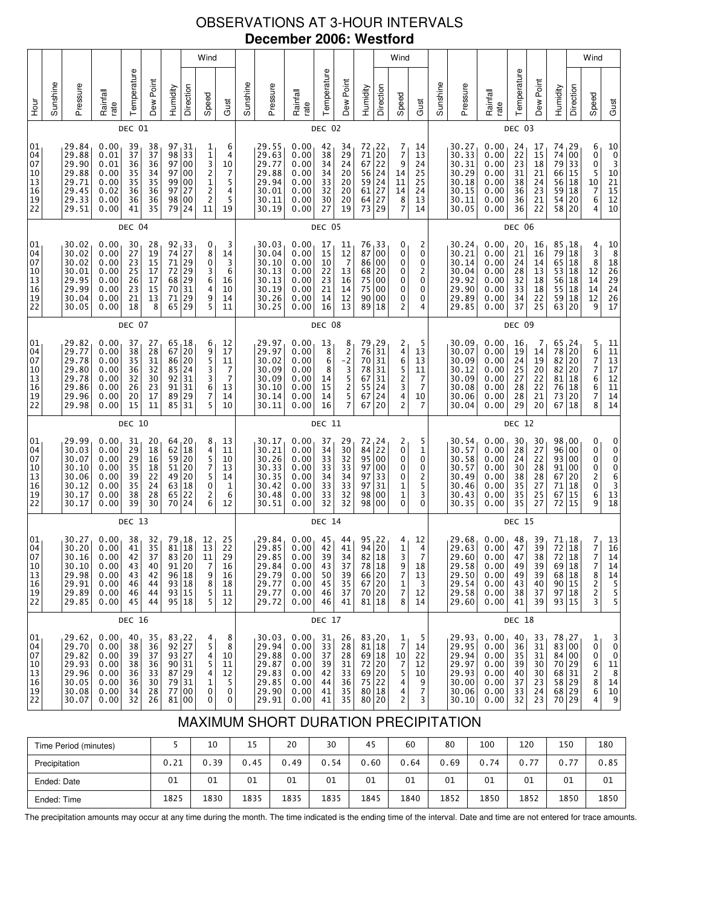# OBSERVATIONS AT 3-HOUR INTERVALS

## December 2006: Westford

### DEC 01

| Hour | Sunshine | Pressure | Rainfall rate | Temperature | Dew Point | Humidity | Wind Direction | Wind Speed | Wind Gust |
|---|---|---|---|---|---|---|---|---|---|
| 01 | | 29.84 | 0.00 | 39 | 38 | 97 | 31 | 1 | 6 |
| 04 | | 29.88 | 0.01 | 37 | 37 | 98 | 33 | 1 | 4 |
| 07 | | 29.90 | 0.01 | 36 | 36 | 97 | 00 | 3 | 10 |
| 10 | | 29.88 | 0.00 | 35 | 34 | 97 | 00 | 2 | 7 |
| 13 | | 29.71 | 0.00 | 35 | 35 | 99 | 00 | 1 | 5 |
| 16 | | 29.45 | 0.02 | 36 | 36 | 97 | 27 | 2 | 4 |
| 19 | | 29.33 | 0.00 | 36 | 36 | 98 | 00 | 2 | 5 |
| 22 | | 29.51 | 0.00 | 41 | 35 | 79 | 24 | 11 | 19 |

### DEC 02

| Hour | Sunshine | Pressure | Rainfall rate | Temperature | Dew Point | Humidity | Wind Direction | Wind Speed | Wind Gust |
|---|---|---|---|---|---|---|---|---|---|
| 01 | | 29.55 | 0.00 | 42 | 34 | 72 | 22 | 7 | 14 |
| 04 | | 29.63 | 0.00 | 38 | 29 | 71 | 20 | 7 | 13 |
| 07 | | 29.77 | 0.00 | 34 | 24 | 67 | 22 | 9 | 24 |
| 10 | | 29.88 | 0.00 | 34 | 20 | 56 | 24 | 14 | 25 |
| 13 | | 29.94 | 0.00 | 33 | 20 | 59 | 24 | 11 | 25 |
| 16 | | 30.01 | 0.00 | 32 | 20 | 61 | 27 | 14 | 24 |
| 19 | | 30.11 | 0.00 | 30 | 20 | 64 | 27 | 8 | 13 |
| 22 | | 30.19 | 0.00 | 27 | 19 | 73 | 29 | 7 | 14 |

### DEC 03

| Hour | Sunshine | Pressure | Rainfall rate | Temperature | Dew Point | Humidity | Wind Direction | Wind Speed | Wind Gust |
|---|---|---|---|---|---|---|---|---|---|
| 01 | | 30.27 | 0.00 | 24 | 17 | 74 | 29 | 6 | 10 |
| 04 | | 30.33 | 0.00 | 22 | 15 | 74 | 00 | 0 | 0 |
| 07 | | 30.31 | 0.00 | 23 | 18 | 79 | 33 | 0 | 3 |
| 10 | | 30.29 | 0.00 | 31 | 21 | 66 | 15 | 5 | 10 |
| 13 | | 30.18 | 0.00 | 38 | 24 | 56 | 18 | 10 | 21 |
| 16 | | 30.15 | 0.00 | 36 | 23 | 59 | 18 | 7 | 15 |
| 19 | | 30.11 | 0.00 | 36 | 21 | 54 | 20 | 6 | 12 |
| 22 | | 30.05 | 0.00 | 36 | 22 | 58 | 20 | 4 | 10 |

### DEC 04

| Hour | Sunshine | Pressure | Rainfall rate | Temperature | Dew Point | Humidity | Wind Direction | Wind Speed | Wind Gust |
|---|---|---|---|---|---|---|---|---|---|
| 01 | | 30.02 | 0.00 | 30 | 28 | 92 | 33 | 0 | 3 |
| 04 | | 30.02 | 0.00 | 27 | 19 | 74 | 27 | 8 | 14 |
| 07 | | 30.02 | 0.00 | 23 | 15 | 71 | 29 | 0 | 3 |
| 10 | | 30.01 | 0.00 | 25 | 17 | 72 | 29 | 3 | 6 |
| 13 | | 29.95 | 0.00 | 26 | 17 | 68 | 29 | 6 | 16 |
| 16 | | 29.99 | 0.00 | 23 | 15 | 70 | 31 | 4 | 10 |
| 19 | | 30.04 | 0.00 | 21 | 13 | 71 | 29 | 9 | 14 |
| 22 | | 30.05 | 0.00 | 18 | 8 | 65 | 29 | 5 | 11 |

### DEC 05

| Hour | Sunshine | Pressure | Rainfall rate | Temperature | Dew Point | Humidity | Wind Direction | Wind Speed | Wind Gust |
|---|---|---|---|---|---|---|---|---|---|
| 01 | | 30.03 | 0.00 | 17 | 11 | 76 | 33 | 0 | 2 |
| 04 | | 30.04 | 0.00 | 15 | 12 | 87 | 00 | 0 | 0 |
| 07 | | 30.10 | 0.00 | 10 | 7 | 86 | 00 | 0 | 0 |
| 10 | | 30.13 | 0.00 | 22 | 13 | 68 | 20 | 0 | 2 |
| 13 | | 30.13 | 0.00 | 23 | 16 | 75 | 00 | 0 | 0 |
| 16 | | 30.19 | 0.00 | 21 | 14 | 75 | 00 | 0 | 0 |
| 19 | | 30.26 | 0.00 | 14 | 12 | 90 | 00 | 0 | 0 |
| 22 | | 30.25 | 0.00 | 16 | 13 | 89 | 18 | 2 | 4 |

### DEC 06

| Hour | Sunshine | Pressure | Rainfall rate | Temperature | Dew Point | Humidity | Wind Direction | Wind Speed | Wind Gust |
|---|---|---|---|---|---|---|---|---|---|
| 01 | | 30.24 | 0.00 | 20 | 16 | 85 | 18 | 4 | 10 |
| 04 | | 30.21 | 0.00 | 21 | 16 | 79 | 18 | 3 | 8 |
| 07 | | 30.14 | 0.00 | 24 | 14 | 65 | 18 | 8 | 18 |
| 10 | | 30.04 | 0.00 | 28 | 13 | 53 | 18 | 12 | 26 |
| 13 | | 29.92 | 0.00 | 32 | 18 | 56 | 18 | 14 | 29 |
| 16 | | 29.90 | 0.00 | 33 | 18 | 55 | 18 | 14 | 24 |
| 19 | | 29.89 | 0.00 | 34 | 22 | 59 | 18 | 12 | 26 |
| 22 | | 29.85 | 0.00 | 37 | 25 | 63 | 20 | 9 | 17 |

### DEC 07

| Hour | Sunshine | Pressure | Rainfall rate | Temperature | Dew Point | Humidity | Wind Direction | Wind Speed | Wind Gust |
|---|---|---|---|---|---|---|---|---|---|
| 01 | | 29.82 | 0.00 | 37 | 27 | 65 | 18 | 6 | 12 |
| 04 | | 29.77 | 0.00 | 38 | 28 | 67 | 20 | 9 | 17 |
| 07 | | 29.78 | 0.00 | 35 | 31 | 86 | 20 | 5 | 11 |
| 10 | | 29.80 | 0.00 | 36 | 32 | 85 | 24 | 3 | 7 |
| 13 | | 29.78 | 0.00 | 32 | 30 | 92 | 31 | 3 | 7 |
| 16 | | 29.86 | 0.00 | 26 | 23 | 91 | 31 | 6 | 13 |
| 19 | | 29.96 | 0.00 | 20 | 17 | 89 | 29 | 7 | 14 |
| 22 | | 29.98 | 0.00 | 15 | 11 | 85 | 31 | 5 | 10 |

### DEC 08

| Hour | Sunshine | Pressure | Rainfall rate | Temperature | Dew Point | Humidity | Wind Direction | Wind Speed | Wind Gust |
|---|---|---|---|---|---|---|---|---|---|
| 01 | | 29.97 | 0.00 | 13 | 8 | 79 | 29 | 2 | 5 |
| 04 | | 29.97 | 0.00 | 8 | 2 | 76 | 31 | 4 | 13 |
| 07 | | 30.02 | 0.00 | 6 | -2 | 70 | 31 | 6 | 13 |
| 10 | | 30.09 | 0.00 | 8 | 3 | 78 | 31 | 5 | 11 |
| 13 | | 30.09 | 0.00 | 14 | 5 | 67 | 31 | 2 | 7 |
| 16 | | 30.10 | 0.00 | 15 | 2 | 55 | 24 | 3 | 7 |
| 19 | | 30.14 | 0.00 | 14 | 5 | 67 | 24 | 4 | 10 |
| 22 | | 30.11 | 0.00 | 16 | 7 | 67 | 20 | 2 | 7 |

### DEC 09

| Hour | Sunshine | Pressure | Rainfall rate | Temperature | Dew Point | Humidity | Wind Direction | Wind Speed | Wind Gust |
|---|---|---|---|---|---|---|---|---|---|
| 01 | | 30.09 | 0.00 | 16 | 7 | 65 | 24 | 5 | 11 |
| 04 | | 30.07 | 0.00 | 19 | 14 | 78 | 20 | 6 | 11 |
| 07 | | 30.09 | 0.00 | 24 | 19 | 82 | 20 | 7 | 13 |
| 10 | | 30.12 | 0.00 | 25 | 20 | 82 | 20 | 7 | 17 |
| 13 | | 30.09 | 0.00 | 27 | 22 | 81 | 18 | 6 | 12 |
| 16 | | 30.08 | 0.00 | 28 | 22 | 76 | 18 | 6 | 11 |
| 19 | | 30.06 | 0.00 | 28 | 21 | 73 | 20 | 7 | 14 |
| 22 | | 30.04 | 0.00 | 29 | 20 | 67 | 18 | 8 | 14 |

### DEC 10

| Hour | Sunshine | Pressure | Rainfall rate | Temperature | Dew Point | Humidity | Wind Direction | Wind Speed | Wind Gust |
|---|---|---|---|---|---|---|---|---|---|
| 01 | | 29.99 | 0.00 | 31 | 20 | 64 | 20 | 8 | 13 |
| 04 | | 30.03 | 0.00 | 29 | 18 | 62 | 18 | 4 | 11 |
| 07 | | 30.07 | 0.00 | 29 | 16 | 59 | 20 | 5 | 10 |
| 10 | | 30.10 | 0.00 | 35 | 18 | 51 | 20 | 7 | 13 |
| 13 | | 30.06 | 0.00 | 39 | 22 | 49 | 20 | 5 | 14 |
| 16 | | 30.12 | 0.00 | 35 | 24 | 63 | 18 | 0 | 1 |
| 19 | | 30.17 | 0.00 | 38 | 28 | 65 | 22 | 2 | 6 |
| 22 | | 30.17 | 0.00 | 39 | 30 | 70 | 24 | 6 | 12 |

### DEC 11

| Hour | Sunshine | Pressure | Rainfall rate | Temperature | Dew Point | Humidity | Wind Direction | Wind Speed | Wind Gust |
|---|---|---|---|---|---|---|---|---|---|
| 01 | | 30.17 | 0.00 | 37 | 29 | 72 | 24 | 2 | 5 |
| 04 | | 30.21 | 0.00 | 34 | 30 | 84 | 22 | 0 | 1 |
| 07 | | 30.26 | 0.00 | 33 | 32 | 95 | 00 | 0 | 0 |
| 10 | | 30.33 | 0.00 | 33 | 33 | 97 | 00 | 0 | 0 |
| 13 | | 30.35 | 0.00 | 34 | 34 | 97 | 33 | 0 | 2 |
| 16 | | 30.42 | 0.00 | 33 | 33 | 97 | 31 | 1 | 5 |
| 19 | | 30.48 | 0.00 | 33 | 32 | 98 | 00 | 1 | 3 |
| 22 | | 30.51 | 0.00 | 32 | 32 | 98 | 00 | 0 | 0 |

### DEC 12

| Hour | Sunshine | Pressure | Rainfall rate | Temperature | Dew Point | Humidity | Wind Direction | Wind Speed | Wind Gust |
|---|---|---|---|---|---|---|---|---|---|
| 01 | | 30.54 | 0.00 | 30 | 30 | 98 | 00 | 0 | 0 |
| 04 | | 30.57 | 0.00 | 28 | 27 | 96 | 00 | 0 | 0 |
| 07 | | 30.58 | 0.00 | 24 | 22 | 93 | 00 | 0 | 0 |
| 10 | | 30.57 | 0.00 | 30 | 28 | 91 | 00 | 0 | 0 |
| 13 | | 30.49 | 0.00 | 38 | 28 | 67 | 20 | 2 | 6 |
| 16 | | 30.46 | 0.00 | 35 | 27 | 71 | 18 | 0 | 3 |
| 19 | | 30.43 | 0.00 | 35 | 25 | 67 | 15 | 6 | 13 |
| 22 | | 30.35 | 0.00 | 35 | 27 | 72 | 15 | 9 | 18 |

### DEC 13

| Hour | Sunshine | Pressure | Rainfall rate | Temperature | Dew Point | Humidity | Wind Direction | Wind Speed | Wind Gust |
|---|---|---|---|---|---|---|---|---|---|
| 01 | | 30.27 | 0.00 | 38 | 32 | 79 | 18 | 12 | 25 |
| 04 | | 30.20 | 0.00 | 41 | 35 | 81 | 18 | 13 | 22 |
| 07 | | 30.16 | 0.00 | 42 | 37 | 83 | 20 | 11 | 29 |
| 10 | | 30.10 | 0.00 | 43 | 40 | 91 | 20 | 7 | 16 |
| 13 | | 29.98 | 0.00 | 43 | 42 | 96 | 18 | 9 | 16 |
| 16 | | 29.91 | 0.00 | 46 | 44 | 93 | 18 | 8 | 18 |
| 19 | | 29.89 | 0.00 | 46 | 44 | 93 | 15 | 5 | 11 |
| 22 | | 29.85 | 0.00 | 45 | 44 | 95 | 18 | 5 | 12 |

### DEC 14

| Hour | Sunshine | Pressure | Rainfall rate | Temperature | Dew Point | Humidity | Wind Direction | Wind Speed | Wind Gust |
|---|---|---|---|---|---|---|---|---|---|
| 01 | | 29.84 | 0.00 | 45 | 44 | 95 | 22 | 4 | 12 |
| 04 | | 29.85 | 0.00 | 42 | 41 | 94 | 20 | 1 | 4 |
| 07 | | 29.85 | 0.00 | 39 | 34 | 82 | 18 | 3 | 7 |
| 10 | | 29.85 | 0.00 | 43 | 37 | 78 | 18 | 9 | 18 |
| 13 | | 29.79 | 0.00 | 50 | 39 | 66 | 20 | 7 | 13 |
| 16 | | 29.77 | 0.00 | 45 | 35 | 67 | 20 | 1 | 3 |
| 19 | | 29.77 | 0.00 | 46 | 37 | 70 | 20 | 7 | 12 |
| 22 | | 29.72 | 0.00 | 46 | 41 | 81 | 18 | 8 | 14 |

### DEC 15

| Hour | Sunshine | Pressure | Rainfall rate | Temperature | Dew Point | Humidity | Wind Direction | Wind Speed | Wind Gust |
|---|---|---|---|---|---|---|---|---|---|
| 01 | | 29.68 | 0.00 | 48 | 39 | 71 | 18 | 7 | 13 |
| 04 | | 29.63 | 0.00 | 47 | 39 | 72 | 18 | 7 | 16 |
| 07 | | 29.60 | 0.00 | 47 | 38 | 72 | 18 | 7 | 14 |
| 10 | | 29.58 | 0.00 | 49 | 39 | 69 | 18 | 7 | 14 |
| 13 | | 29.50 | 0.00 | 49 | 39 | 68 | 18 | 8 | 14 |
| 16 | | 29.54 | 0.00 | 43 | 40 | 90 | 15 | 2 | 5 |
| 19 | | 29.58 | 0.00 | 38 | 37 | 97 | 18 | 2 | 5 |
| 22 | | 29.60 | 0.00 | 41 | 39 | 93 | 15 | 3 | 5 |

### DEC 16

| Hour | Sunshine | Pressure | Rainfall rate | Temperature | Dew Point | Humidity | Wind Direction | Wind Speed | Wind Gust |
|---|---|---|---|---|---|---|---|---|---|
| 01 | | 29.62 | 0.00 | 40 | 35 | 83 | 22 | 4 | 8 |
| 04 | | 29.70 | 0.00 | 38 | 36 | 92 | 27 | 5 | 8 |
| 07 | | 29.82 | 0.00 | 39 | 37 | 93 | 27 | 4 | 10 |
| 10 | | 29.93 | 0.00 | 38 | 36 | 90 | 31 | 5 | 11 |
| 13 | | 29.96 | 0.00 | 36 | 33 | 87 | 29 | 4 | 12 |
| 16 | | 30.05 | 0.00 | 36 | 30 | 79 | 31 | 1 | 5 |
| 19 | | 30.08 | 0.00 | 34 | 28 | 77 | 00 | 0 | 0 |
| 22 | | 30.07 | 0.00 | 32 | 26 | 81 | 00 | 0 | 0 |

### DEC 17

| Hour | Sunshine | Pressure | Rainfall rate | Temperature | Dew Point | Humidity | Wind Direction | Wind Speed | Wind Gust |
|---|---|---|---|---|---|---|---|---|---|
| 01 | | 30.03 | 0.00 | 31 | 26 | 83 | 20 | 1 | 5 |
| 04 | | 29.94 | 0.00 | 33 | 28 | 81 | 18 | 7 | 14 |
| 07 | | 29.88 | 0.00 | 37 | 28 | 69 | 18 | 10 | 22 |
| 10 | | 29.87 | 0.00 | 39 | 31 | 72 | 20 | 7 | 12 |
| 13 | | 29.83 | 0.00 | 42 | 33 | 69 | 20 | 5 | 10 |
| 16 | | 29.85 | 0.00 | 44 | 36 | 75 | 22 | 4 | 9 |
| 19 | | 29.90 | 0.00 | 41 | 35 | 80 | 18 | 4 | 7 |
| 22 | | 29.91 | 0.00 | 41 | 35 | 80 | 20 | 2 | 3 |

### DEC 18

| Hour | Sunshine | Pressure | Rainfall rate | Temperature | Dew Point | Humidity | Wind Direction | Wind Speed | Wind Gust |
|---|---|---|---|---|---|---|---|---|---|
| 01 | | 29.93 | 0.00 | 40 | 33 | 78 | 27 | 1 | 3 |
| 04 | | 29.95 | 0.00 | 36 | 31 | 83 | 00 | 0 | 0 |
| 07 | | 29.94 | 0.00 | 35 | 31 | 84 | 00 | 0 | 0 |
| 10 | | 29.97 | 0.00 | 39 | 30 | 70 | 29 | 6 | 11 |
| 13 | | 29.93 | 0.00 | 40 | 30 | 68 | 31 | 2 | 8 |
| 16 | | 30.00 | 0.00 | 37 | 23 | 58 | 29 | 8 | 14 |
| 19 | | 30.06 | 0.00 | 33 | 24 | 68 | 29 | 6 | 10 |
| 22 | | 30.10 | 0.00 | 32 | 23 | 70 | 29 | 4 | 9 |

## MAXIMUM SHORT DURATION PRECIPITATION

| Time Period (minutes) | 5 | 10 | 15 | 20 | 30 | 45 | 60 | 80 | 100 | 120 | 150 | 180 |
|---|---|---|---|---|---|---|---|---|---|---|---|---|
| Precipitation | 0.21 | 0.39 | 0.45 | 0.49 | 0.54 | 0.60 | 0.64 | 0.69 | 0.74 | 0.77 | 0.77 | 0.85 |
| Ended: Date | 01 | 01 | 01 | 01 | 01 | 01 | 01 | 01 | 01 | 01 | 01 | 01 |
| Ended: Time | 1825 | 1830 | 1835 | 1835 | 1835 | 1845 | 1840 | 1852 | 1850 | 1852 | 1850 | 1850 |

The precipitation amounts may occur at any time during the month. The time indicated is the ending time of the interval. Date and time are not entered for trace amounts.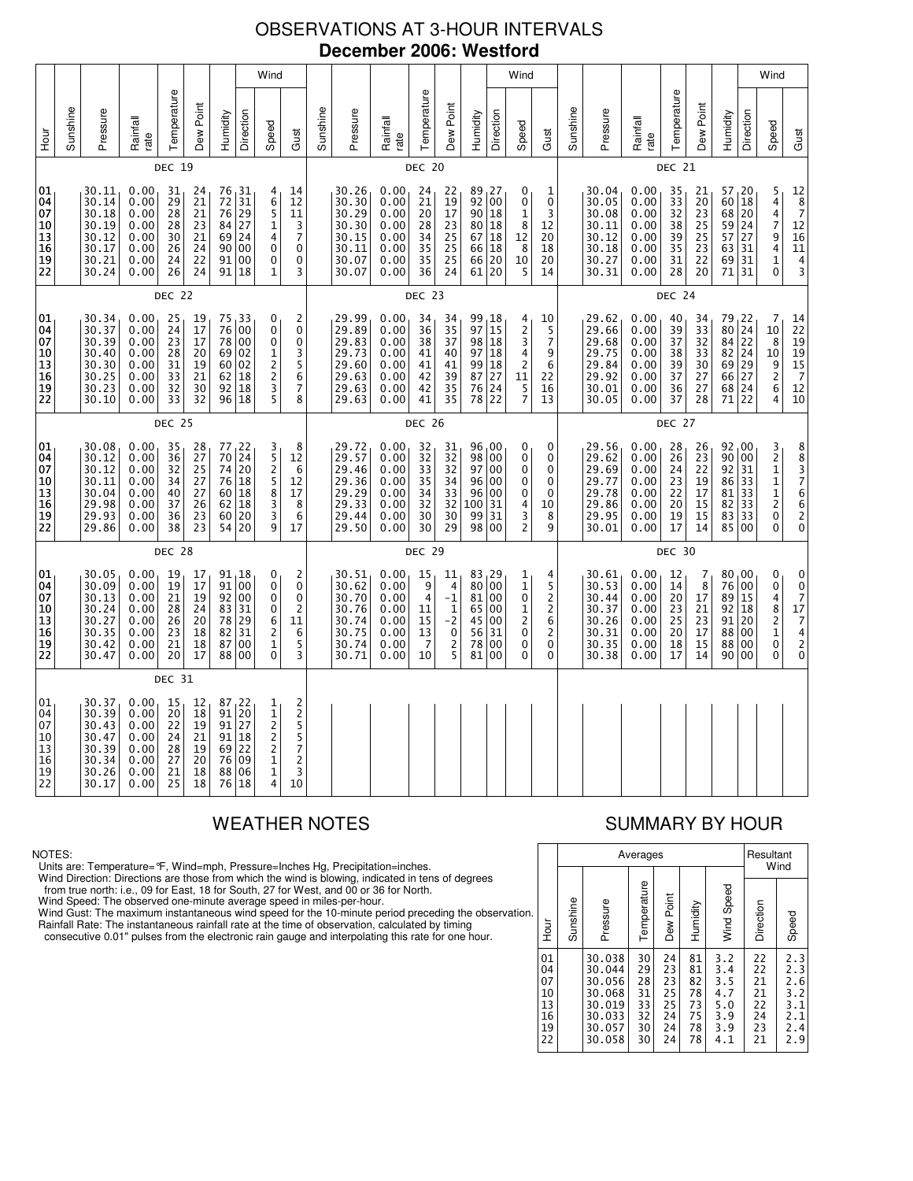# OBSERVATIONS AT 3-HOUR INTERVALS

## December 2006: Westford

### DEC 19

| Hour | Sunshine | Pressure | Rainfall rate | Temperature | Dew Point | Humidity | Wind Direction | Wind Speed | Wind Gust |
|---|---|---|---|---|---|---|---|---|---|
| 01 | | 30.11 | 0.00 | 31 | 24 | 76 | 31 | 4 | 14 |
| 04 | | 30.14 | 0.00 | 29 | 21 | 72 | 31 | 6 | 12 |
| 07 | | 30.18 | 0.00 | 28 | 21 | 76 | 29 | 5 | 11 |
| 10 | | 30.19 | 0.00 | 28 | 23 | 84 | 27 | 1 | 3 |
| 13 | | 30.12 | 0.00 | 30 | 21 | 69 | 24 | 4 | 7 |
| 16 | | 30.17 | 0.00 | 26 | 24 | 90 | 00 | 0 | 0 |
| 19 | | 30.21 | 0.00 | 24 | 22 | 91 | 00 | 0 | 0 |
| 22 | | 30.24 | 0.00 | 26 | 24 | 91 | 18 | 1 | 3 |

### DEC 20

| Hour | Sunshine | Pressure | Rainfall rate | Temperature | Dew Point | Humidity | Wind Direction | Wind Speed | Wind Gust |
|---|---|---|---|---|---|---|---|---|---|
| 01 | | 30.26 | 0.00 | 24 | 22 | 89 | 27 | 0 | 1 |
| 04 | | 30.30 | 0.00 | 21 | 19 | 92 | 00 | 0 | 0 |
| 07 | | 30.29 | 0.00 | 20 | 17 | 90 | 18 | 1 | 3 |
| 10 | | 30.30 | 0.00 | 28 | 23 | 80 | 18 | 8 | 12 |
| 13 | | 30.15 | 0.00 | 34 | 25 | 67 | 18 | 12 | 20 |
| 16 | | 30.11 | 0.00 | 35 | 25 | 66 | 18 | 8 | 18 |
| 19 | | 30.07 | 0.00 | 35 | 25 | 66 | 20 | 10 | 20 |
| 22 | | 30.07 | 0.00 | 36 | 24 | 61 | 20 | 5 | 14 |

### DEC 21

| Hour | Sunshine | Pressure | Rainfall rate | Temperature | Dew Point | Humidity | Wind Direction | Wind Speed | Wind Gust |
|---|---|---|---|---|---|---|---|---|---|
| 01 | | 30.04 | 0.00 | 35 | 21 | 57 | 20 | 5 | 12 |
| 04 | | 30.05 | 0.00 | 33 | 20 | 60 | 18 | 4 | 8 |
| 07 | | 30.08 | 0.00 | 32 | 23 | 68 | 20 | 4 | 7 |
| 10 | | 30.11 | 0.00 | 38 | 25 | 59 | 24 | 7 | 12 |
| 13 | | 30.12 | 0.00 | 39 | 25 | 57 | 27 | 9 | 16 |
| 16 | | 30.18 | 0.00 | 35 | 23 | 63 | 31 | 4 | 11 |
| 19 | | 30.27 | 0.00 | 31 | 22 | 69 | 31 | 1 | 4 |
| 22 | | 30.31 | 0.00 | 28 | 20 | 71 | 31 | 0 | 3 |

### DEC 22

| Hour | Sunshine | Pressure | Rainfall rate | Temperature | Dew Point | Humidity | Wind Direction | Wind Speed | Wind Gust |
|---|---|---|---|---|---|---|---|---|---|
| 01 | | 30.34 | 0.00 | 25 | 19 | 75 | 33 | 0 | 2 |
| 04 | | 30.37 | 0.00 | 24 | 17 | 76 | 00 | 0 | 0 |
| 07 | | 30.39 | 0.00 | 23 | 17 | 78 | 00 | 0 | 0 |
| 10 | | 30.40 | 0.00 | 28 | 20 | 69 | 02 | 1 | 3 |
| 13 | | 30.30 | 0.00 | 31 | 19 | 60 | 02 | 2 | 5 |
| 16 | | 30.25 | 0.00 | 33 | 21 | 62 | 18 | 2 | 6 |
| 19 | | 30.23 | 0.00 | 32 | 30 | 92 | 18 | 3 | 7 |
| 22 | | 30.10 | 0.00 | 33 | 32 | 96 | 18 | 5 | 8 |

### DEC 23

| Hour | Sunshine | Pressure | Rainfall rate | Temperature | Dew Point | Humidity | Wind Direction | Wind Speed | Wind Gust |
|---|---|---|---|---|---|---|---|---|---|
| 01 | | 29.99 | 0.00 | 34 | 34 | 99 | 18 | 4 | 10 |
| 04 | | 29.89 | 0.00 | 36 | 35 | 97 | 15 | 2 | 5 |
| 07 | | 29.83 | 0.00 | 38 | 37 | 98 | 18 | 3 | 7 |
| 10 | | 29.73 | 0.00 | 41 | 40 | 97 | 18 | 4 | 9 |
| 13 | | 29.60 | 0.00 | 41 | 41 | 99 | 18 | 2 | 6 |
| 16 | | 29.63 | 0.00 | 42 | 39 | 87 | 27 | 11 | 22 |
| 19 | | 29.63 | 0.00 | 42 | 35 | 76 | 24 | 5 | 16 |
| 22 | | 29.63 | 0.00 | 41 | 35 | 78 | 22 | 7 | 13 |

### DEC 24

| Hour | Sunshine | Pressure | Rainfall rate | Temperature | Dew Point | Humidity | Wind Direction | Wind Speed | Wind Gust |
|---|---|---|---|---|---|---|---|---|---|
| 01 | | 29.62 | 0.00 | 40 | 34 | 79 | 22 | 7 | 14 |
| 04 | | 29.66 | 0.00 | 39 | 33 | 80 | 24 | 10 | 22 |
| 07 | | 29.68 | 0.00 | 37 | 32 | 84 | 22 | 8 | 19 |
| 10 | | 29.75 | 0.00 | 38 | 33 | 82 | 24 | 10 | 19 |
| 13 | | 29.84 | 0.00 | 39 | 30 | 69 | 29 | 9 | 15 |
| 16 | | 29.92 | 0.00 | 37 | 27 | 66 | 27 | 2 | 7 |
| 19 | | 30.01 | 0.00 | 36 | 27 | 68 | 24 | 6 | 12 |
| 22 | | 30.05 | 0.00 | 37 | 28 | 71 | 22 | 4 | 10 |

### DEC 25

| Hour | Sunshine | Pressure | Rainfall rate | Temperature | Dew Point | Humidity | Wind Direction | Wind Speed | Wind Gust |
|---|---|---|---|---|---|---|---|---|---|
| 01 | | 30.08 | 0.00 | 35 | 28 | 77 | 22 | 3 | 8 |
| 04 | | 30.12 | 0.00 | 36 | 27 | 70 | 24 | 5 | 12 |
| 07 | | 30.12 | 0.00 | 32 | 25 | 74 | 20 | 2 | 6 |
| 10 | | 30.11 | 0.00 | 34 | 27 | 76 | 18 | 5 | 12 |
| 13 | | 30.04 | 0.00 | 40 | 27 | 60 | 18 | 8 | 17 |
| 16 | | 29.98 | 0.00 | 37 | 26 | 62 | 18 | 3 | 8 |
| 19 | | 29.93 | 0.00 | 36 | 23 | 60 | 20 | 3 | 6 |
| 22 | | 29.86 | 0.00 | 38 | 23 | 54 | 20 | 9 | 17 |

### DEC 26

| Hour | Sunshine | Pressure | Rainfall rate | Temperature | Dew Point | Humidity | Wind Direction | Wind Speed | Wind Gust |
|---|---|---|---|---|---|---|---|---|---|
| 01 | | 29.72 | 0.00 | 32 | 31 | 96 | 00 | 0 | 0 |
| 04 | | 29.57 | 0.00 | 32 | 32 | 98 | 00 | 0 | 0 |
| 07 | | 29.46 | 0.00 | 33 | 32 | 97 | 00 | 0 | 0 |
| 10 | | 29.36 | 0.00 | 35 | 34 | 96 | 00 | 0 | 0 |
| 13 | | 29.29 | 0.00 | 34 | 33 | 96 | 00 | 0 | 0 |
| 16 | | 29.33 | 0.00 | 32 | 32 | 100 | 31 | 4 | 10 |
| 19 | | 29.44 | 0.00 | 30 | 30 | 99 | 31 | 3 | 8 |
| 22 | | 29.50 | 0.00 | 30 | 29 | 98 | 00 | 2 | 9 |

### DEC 27

| Hour | Sunshine | Pressure | Rainfall rate | Temperature | Dew Point | Humidity | Wind Direction | Wind Speed | Wind Gust |
|---|---|---|---|---|---|---|---|---|---|
| 01 | | 29.56 | 0.00 | 28 | 26 | 92 | 00 | 3 | 8 |
| 04 | | 29.62 | 0.00 | 26 | 23 | 90 | 00 | 2 | 8 |
| 07 | | 29.69 | 0.00 | 24 | 22 | 92 | 31 | 1 | 3 |
| 10 | | 29.77 | 0.00 | 23 | 19 | 86 | 33 | 1 | 7 |
| 13 | | 29.78 | 0.00 | 22 | 17 | 81 | 33 | 1 | 6 |
| 16 | | 29.86 | 0.00 | 20 | 15 | 82 | 33 | 2 | 6 |
| 19 | | 29.95 | 0.00 | 19 | 15 | 83 | 33 | 0 | 2 |
| 22 | | 30.01 | 0.00 | 17 | 14 | 85 | 00 | 0 | 0 |

### DEC 28

| Hour | Sunshine | Pressure | Rainfall rate | Temperature | Dew Point | Humidity | Wind Direction | Wind Speed | Wind Gust |
|---|---|---|---|---|---|---|---|---|---|
| 01 | | 30.05 | 0.00 | 19 | 17 | 91 | 18 | 0 | 2 |
| 04 | | 30.09 | 0.00 | 19 | 17 | 91 | 00 | 0 | 0 |
| 07 | | 30.13 | 0.00 | 21 | 19 | 92 | 00 | 0 | 0 |
| 10 | | 30.24 | 0.00 | 28 | 24 | 83 | 31 | 0 | 2 |
| 13 | | 30.27 | 0.00 | 26 | 20 | 78 | 29 | 6 | 11 |
| 16 | | 30.35 | 0.00 | 23 | 18 | 82 | 31 | 2 | 6 |
| 19 | | 30.42 | 0.00 | 21 | 18 | 87 | 00 | 1 | 5 |
| 22 | | 30.47 | 0.00 | 20 | 17 | 88 | 00 | 0 | 3 |

### DEC 29

| Hour | Sunshine | Pressure | Rainfall rate | Temperature | Dew Point | Humidity | Wind Direction | Wind Speed | Wind Gust |
|---|---|---|---|---|---|---|---|---|---|
| 01 | | 30.51 | 0.00 | 15 | 11 | 83 | 29 | 1 | 4 |
| 04 | | 30.62 | 0.00 | 9 | 4 | 80 | 00 | 1 | 5 |
| 07 | | 30.70 | 0.00 | 4 | -1 | 81 | 00 | 0 | 2 |
| 10 | | 30.76 | 0.00 | 11 | 1 | 65 | 00 | 1 | 2 |
| 13 | | 30.74 | 0.00 | 15 | -2 | 45 | 00 | 2 | 6 |
| 16 | | 30.75 | 0.00 | 13 | 0 | 56 | 31 | 0 | 2 |
| 19 | | 30.74 | 0.00 | 7 | 2 | 78 | 00 | 0 | 0 |
| 22 | | 30.71 | 0.00 | 10 | 5 | 81 | 00 | 0 | 0 |

### DEC 30

| Hour | Sunshine | Pressure | Rainfall rate | Temperature | Dew Point | Humidity | Wind Direction | Wind Speed | Wind Gust |
|---|---|---|---|---|---|---|---|---|---|
| 01 | | 30.61 | 0.00 | 12 | 7 | 80 | 00 | 0 | 0 |
| 04 | | 30.53 | 0.00 | 14 | 8 | 76 | 00 | 0 | 0 |
| 07 | | 30.44 | 0.00 | 20 | 17 | 89 | 15 | 4 | 7 |
| 10 | | 30.37 | 0.00 | 23 | 21 | 92 | 18 | 8 | 17 |
| 13 | | 30.26 | 0.00 | 25 | 23 | 91 | 20 | 2 | 7 |
| 16 | | 30.31 | 0.00 | 20 | 17 | 88 | 00 | 1 | 4 |
| 19 | | 30.35 | 0.00 | 18 | 15 | 88 | 00 | 0 | 2 |
| 22 | | 30.38 | 0.00 | 17 | 14 | 90 | 00 | 0 | 0 |

### DEC 31

| Hour | Sunshine | Pressure | Rainfall rate | Temperature | Dew Point | Humidity | Wind Direction | Wind Speed | Wind Gust |
|---|---|---|---|---|---|---|---|---|---|
| 01 | | 30.37 | 0.00 | 15 | 12 | 87 | 22 | 1 | 2 |
| 04 | | 30.39 | 0.00 | 20 | 18 | 91 | 20 | 1 | 2 |
| 07 | | 30.43 | 0.00 | 22 | 19 | 91 | 27 | 2 | 5 |
| 10 | | 30.47 | 0.00 | 24 | 21 | 91 | 18 | 2 | 5 |
| 13 | | 30.39 | 0.00 | 28 | 19 | 69 | 22 | 2 | 7 |
| 16 | | 30.34 | 0.00 | 27 | 20 | 76 | 09 | 1 | 2 |
| 19 | | 30.26 | 0.00 | 21 | 18 | 88 | 06 | 1 | 3 |
| 22 | | 30.17 | 0.00 | 25 | 18 | 76 | 18 | 4 | 10 |

## WEATHER NOTES

NOTES:
Units are: Temperature=°F, Wind=mph, Pressure=Inches Hg, Precipitation=inches.
Wind Direction: Directions are those from which the wind is blowing, indicated in tens of degrees from true north: i.e., 09 for East, 18 for South, 27 for West, and 00 or 36 for North.
Wind Speed: The observed one-minute average speed in miles-per-hour.
Wind Gust: The maximum instantaneous wind speed for the 10-minute period preceding the observation.
Rainfall Rate: The instantaneous rainfall rate at the time of observation, calculated by timing consecutive 0.01" pulses from the electronic rain gauge and interpolating this rate for one hour.

## SUMMARY BY HOUR

| Hour | Averages | | | | | | Resultant Wind | |
|---|---|---|---|---|---|---|---|---|
| | Sunshine | Pressure | Temperature | Dew Point | Humidity | Wind Speed | Direction | Speed |
| 01 | | 30.038 | 30 | 24 | 81 | 3.2 | 22 | 2.3 |
| 04 | | 30.044 | 29 | 23 | 81 | 3.4 | 22 | 2.3 |
| 07 | | 30.056 | 28 | 23 | 82 | 3.5 | 21 | 2.6 |
| 10 | | 30.068 | 31 | 25 | 78 | 4.7 | 21 | 3.2 |
| 13 | | 30.019 | 33 | 25 | 73 | 5.0 | 22 | 3.1 |
| 16 | | 30.033 | 32 | 24 | 75 | 3.9 | 24 | 2.1 |
| 19 | | 30.057 | 30 | 24 | 78 | 3.9 | 23 | 2.4 |
| 22 | | 30.058 | 30 | 24 | 78 | 4.1 | 21 | 2.9 |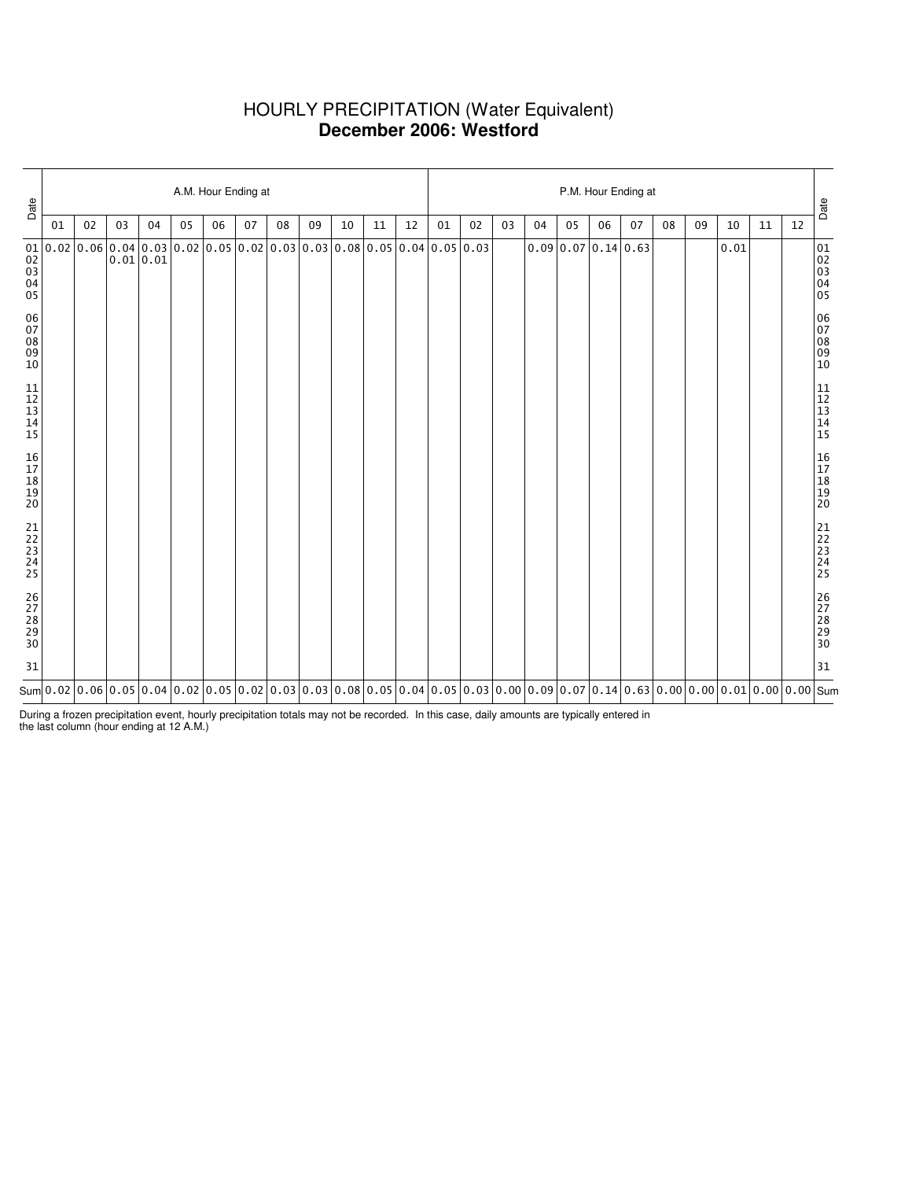# HOURLY PRECIPITATION (Water Equivalent)
## **December 2006: Westford**

| Date | A.M. Hour Ending at | | | | | | | | | | | | P.M. Hour Ending at | | | | | | | | | | | | Date |
|---|---|---|---|---|---|---|---|---|---|---|---|---|---|---|---|---|---|---|---|---|---|---|---|---|---|
| | 01 | 02 | 03 | 04 | 05 | 06 | 07 | 08 | 09 | 10 | 11 | 12 | 01 | 02 | 03 | 04 | 05 | 06 | 07 | 08 | 09 | 10 | 11 | 12 | |
| 01 | 0.02 | 0.06 | 0.04 | 0.03 | 0.02 | 0.05 | 0.02 | 0.03 | 0.03 | 0.08 | 0.05 | 0.04 | 0.05 | 0.03 | | 0.09 | 0.07 | 0.14 | 0.63 | | | 0.01 | | | 01 |
| 02 | | | 0.01 | 0.01 | | | | | | | | | | | | | | | | | | | | | 02 |
| 03 | | | | | | | | | | | | | | | | | | | | | | | | | 03 |
| 04 | | | | | | | | | | | | | | | | | | | | | | | | | 04 |
| 05 | | | | | | | | | | | | | | | | | | | | | | | | | 05 |
| 06 | | | | | | | | | | | | | | | | | | | | | | | | | 06 |
| 07 | | | | | | | | | | | | | | | | | | | | | | | | | 07 |
| 08 | | | | | | | | | | | | | | | | | | | | | | | | | 08 |
| 09 | | | | | | | | | | | | | | | | | | | | | | | | | 09 |
| 10 | | | | | | | | | | | | | | | | | | | | | | | | | 10 |
| 11 | | | | | | | | | | | | | | | | | | | | | | | | | 11 |
| 12 | | | | | | | | | | | | | | | | | | | | | | | | | 12 |
| 13 | | | | | | | | | | | | | | | | | | | | | | | | | 13 |
| 14 | | | | | | | | | | | | | | | | | | | | | | | | | 14 |
| 15 | | | | | | | | | | | | | | | | | | | | | | | | | 15 |
| 16 | | | | | | | | | | | | | | | | | | | | | | | | | 16 |
| 17 | | | | | | | | | | | | | | | | | | | | | | | | | 17 |
| 18 | | | | | | | | | | | | | | | | | | | | | | | | | 18 |
| 19 | | | | | | | | | | | | | | | | | | | | | | | | | 19 |
| 20 | | | | | | | | | | | | | | | | | | | | | | | | | 20 |
| 21 | | | | | | | | | | | | | | | | | | | | | | | | | 21 |
| 22 | | | | | | | | | | | | | | | | | | | | | | | | | 22 |
| 23 | | | | | | | | | | | | | | | | | | | | | | | | | 23 |
| 24 | | | | | | | | | | | | | | | | | | | | | | | | | 24 |
| 25 | | | | | | | | | | | | | | | | | | | | | | | | | 25 |
| 26 | | | | | | | | | | | | | | | | | | | | | | | | | 26 |
| 27 | | | | | | | | | | | | | | | | | | | | | | | | | 27 |
| 28 | | | | | | | | | | | | | | | | | | | | | | | | | 28 |
| 29 | | | | | | | | | | | | | | | | | | | | | | | | | 29 |
| 30 | | | | | | | | | | | | | | | | | | | | | | | | | 30 |
| 31 | | | | | | | | | | | | | | | | | | | | | | | | | 31 |
| Sum | 0.02 | 0.06 | 0.05 | 0.04 | 0.02 | 0.05 | 0.02 | 0.03 | 0.03 | 0.08 | 0.05 | 0.04 | 0.05 | 0.03 | 0.00 | 0.09 | 0.07 | 0.14 | 0.63 | 0.00 | 0.00 | 0.01 | 0.00 | 0.00 | Sum |

During a frozen precipitation event, hourly precipitation totals may not be recorded. In this case, daily amounts are typically entered in the last column (hour ending at 12 A.M.)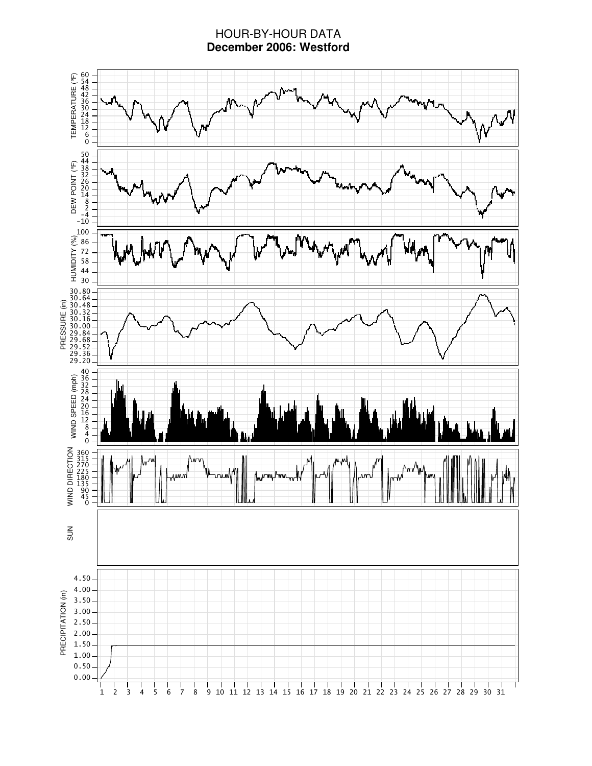# HOUR-BY-HOUR DATA
## December 2006: Westford

TEMPERATURE (°F)

DEW POINT (°F)

HUMIDITY (%)

PRESSURE (in)

WIND SPEED (mph)

WIND DIRECTION

SUN

PRECIPITATION (in)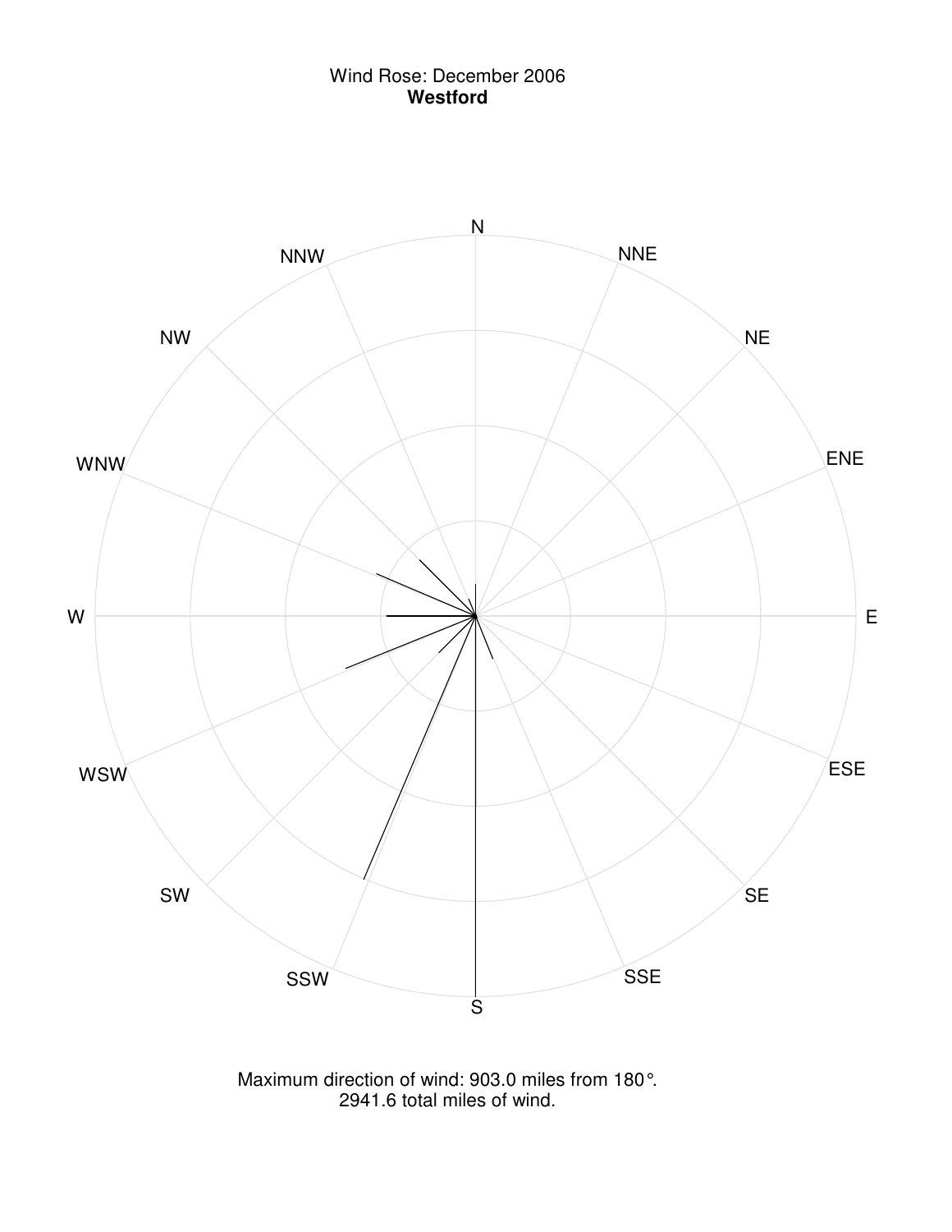Wind Rose: December 2006

**Westford**

N

NNE

NE

ENE

E

ESE

SE

SSE

S

SSW

SW

WSW

W

WNW

NW

NNW

Maximum direction of wind: 903.0 miles from 180°.

2941.6 total miles of wind.